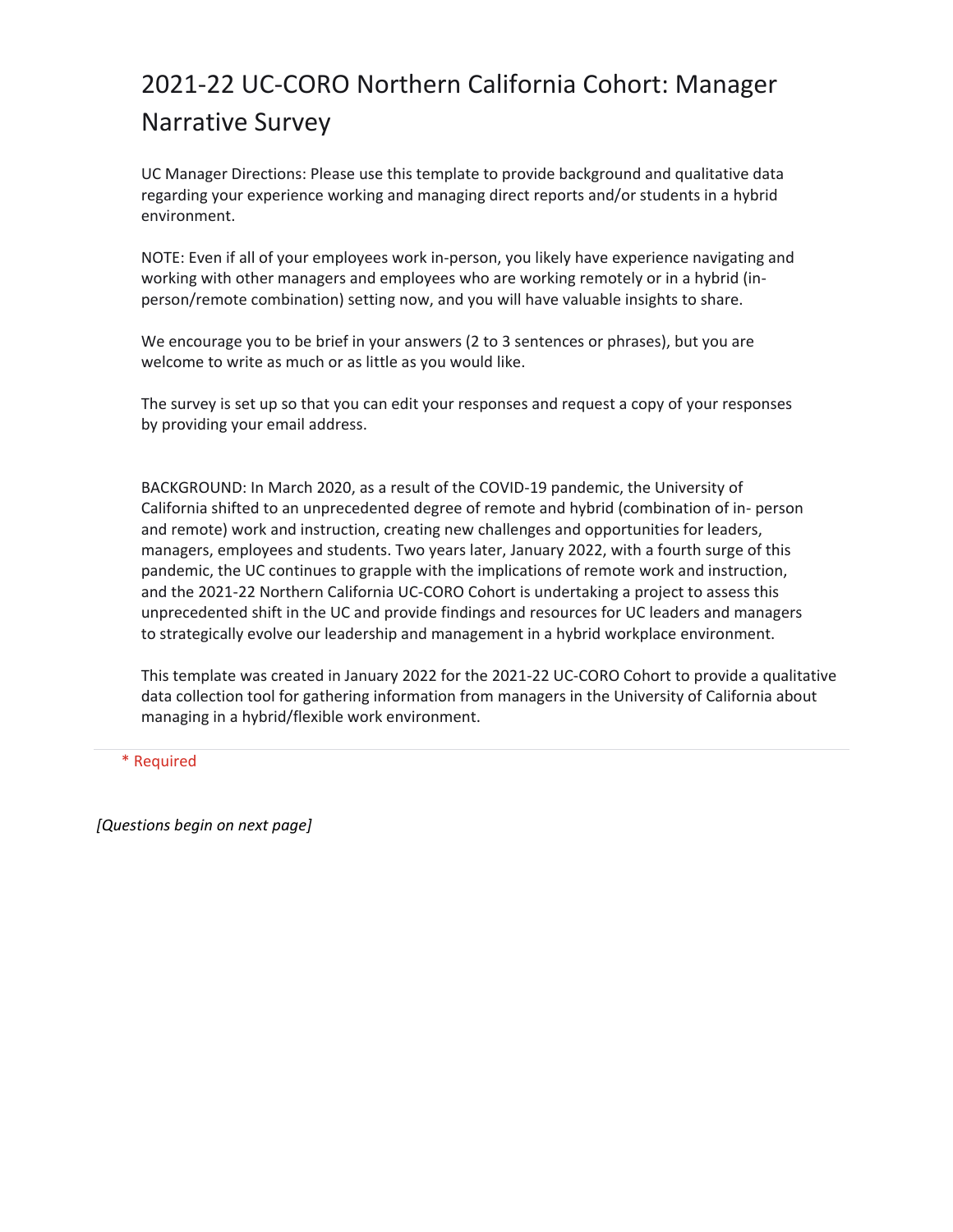# 2021-22 UC-CORO Northern California Cohort: Manager Narrative Survey

UC Manager Directions: Please use this template to provide background and qualitative data regarding your experience working and managing direct reports and/or students in a hybrid environment.

NOTE: Even if all of your employees work in-person, you likely have experience navigating and working with other managers and employees who are working remotely or in a hybrid (in-person/remote combination) setting now, and you will have valuable insights to share.

We encourage you to be brief in your answers (2 to 3 sentences or phrases), but you are welcome to write as much or as little as you would like.

The survey is set up so that you can edit your responses and request a copy of your responses by providing your email address.

BACKGROUND: In March 2020, as a result of the COVID-19 pandemic, the University of California shifted to an unprecedented degree of remote and hybrid (combination of in- person and remote) work and instruction, creating new challenges and opportunities for leaders, managers, employees and students. Two years later, January 2022, with a fourth surge of this pandemic, the UC continues to grapple with the implications of remote work and instruction, and the 2021-22 Northern California UC-CORO Cohort is undertaking a project to assess this unprecedented shift in the UC and provide findings and resources for UC leaders and managers to strategically evolve our leadership and management in a hybrid workplace environment.

This template was created in January 2022 for the 2021-22 UC-CORO Cohort to provide a qualitative data collection tool for gathering information from managers in the University of California about managing in a hybrid/flexible work environment.

---

\* Required

*[Questions begin on next page]*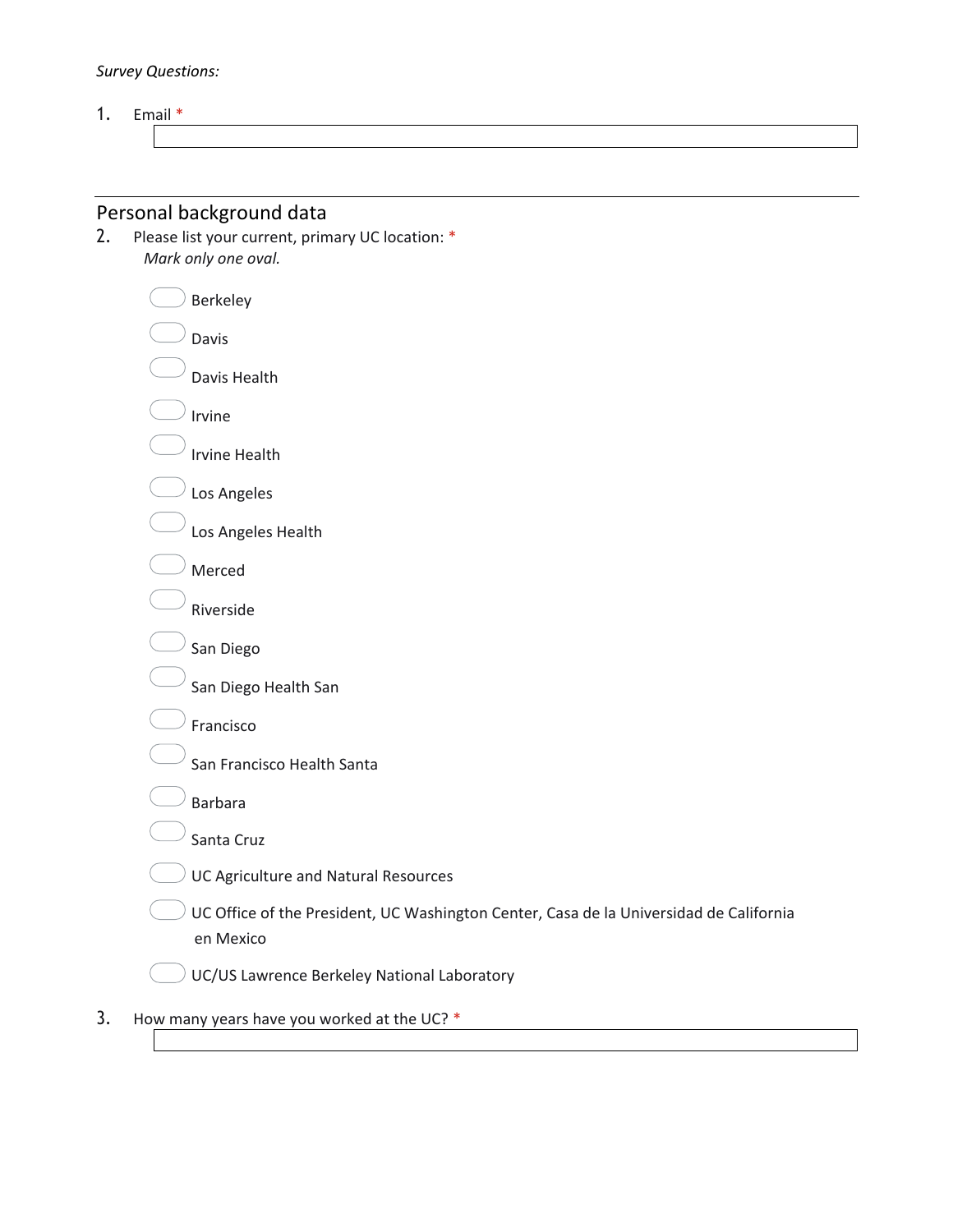*Survey Questions:*

1. Email *

---

## Personal background data

2. Please list your current, primary UC location: *

   *Mark only one oval.*

   - Berkeley
   - Davis
   - Davis Health
   - Irvine
   - Irvine Health
   - Los Angeles
   - Los Angeles Health
   - Merced
   - Riverside
   - San Diego
   - San Diego Health San
   - Francisco
   - San Francisco Health Santa
   - Barbara
   - Santa Cruz
   - UC Agriculture and Natural Resources
   - UC Office of the President, UC Washington Center, Casa de la Universidad de California en Mexico
   - UC/US Lawrence Berkeley National Laboratory

3. How many years have you worked at the UC? *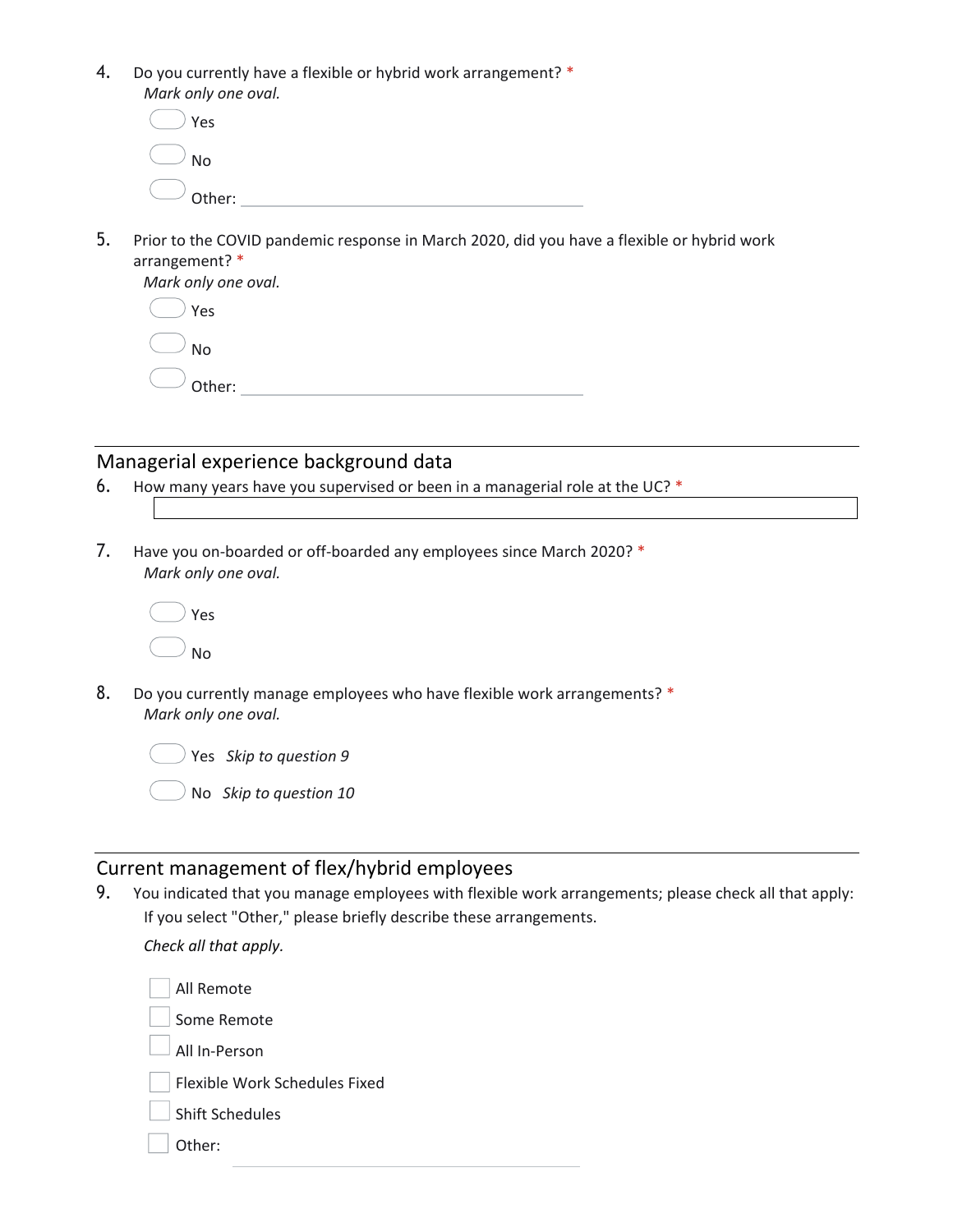4. Do you currently have a flexible or hybrid work arrangement? *

   *Mark only one oval.*

   - ◯ Yes
   - ◯ No
   - ◯ Other: ______________________

5. Prior to the COVID pandemic response in March 2020, did you have a flexible or hybrid work arrangement? *

   *Mark only one oval.*

   - ◯ Yes
   - ◯ No
   - ◯ Other: ______________________

## Managerial experience background data

6. How many years have you supervised or been in a managerial role at the UC? *

   ______________________

7. Have you on-boarded or off-boarded any employees since March 2020? *

   *Mark only one oval.*

   - ◯ Yes
   - ◯ No

8. Do you currently manage employees who have flexible work arrangements? *

   *Mark only one oval.*

   - ◯ Yes *Skip to question 9*
   - ◯ No *Skip to question 10*

## Current management of flex/hybrid employees

9. You indicated that you manage employees with flexible work arrangements; please check all that apply: If you select "Other," please briefly describe these arrangements.

   *Check all that apply.*

   - ☐ All Remote
   - ☐ Some Remote
   - ☐ All In-Person
   - ☐ Flexible Work Schedules Fixed
   - ☐ Shift Schedules
   - ☐ Other: ______________________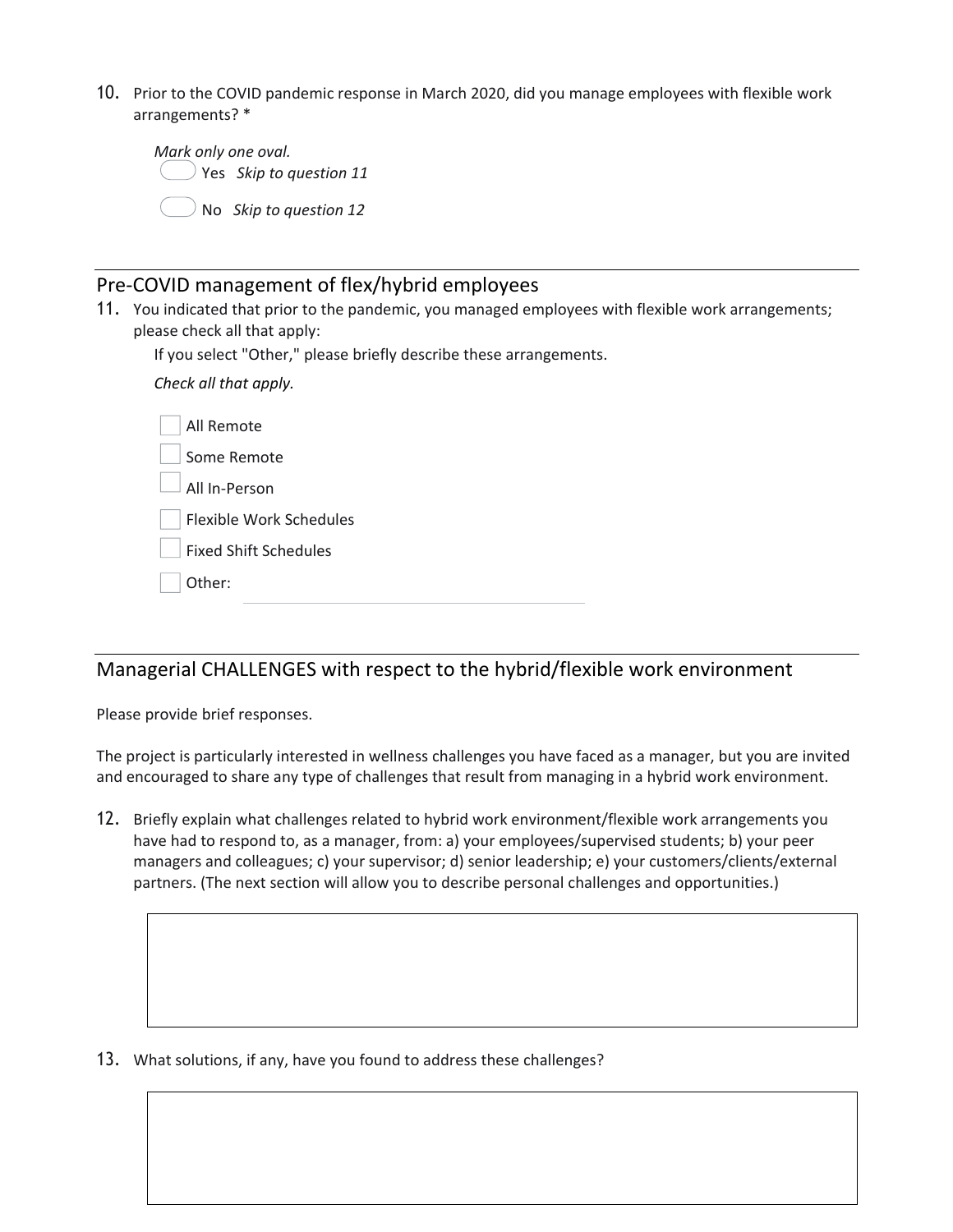10. Prior to the COVID pandemic response in March 2020, did you manage employees with flexible work arrangements? *

*Mark only one oval.*

- Yes *Skip to question 11*
- No *Skip to question 12*

## Pre-COVID management of flex/hybrid employees

11. You indicated that prior to the pandemic, you managed employees with flexible work arrangements; please check all that apply:

If you select "Other," please briefly describe these arrangements.

*Check all that apply.*

- [ ] All Remote
- [ ] Some Remote
- [ ] All In-Person
- [ ] Flexible Work Schedules
- [ ] Fixed Shift Schedules
- [ ] Other: ____________

## Managerial CHALLENGES with respect to the hybrid/flexible work environment

Please provide brief responses.

The project is particularly interested in wellness challenges you have faced as a manager, but you are invited and encouraged to share any type of challenges that result from managing in a hybrid work environment.

12. Briefly explain what challenges related to hybrid work environment/flexible work arrangements you have had to respond to, as a manager, from: a) your employees/supervised students; b) your peer managers and colleagues; c) your supervisor; d) senior leadership; e) your customers/clients/external partners. (The next section will allow you to describe personal challenges and opportunities.)

13. What solutions, if any, have you found to address these challenges?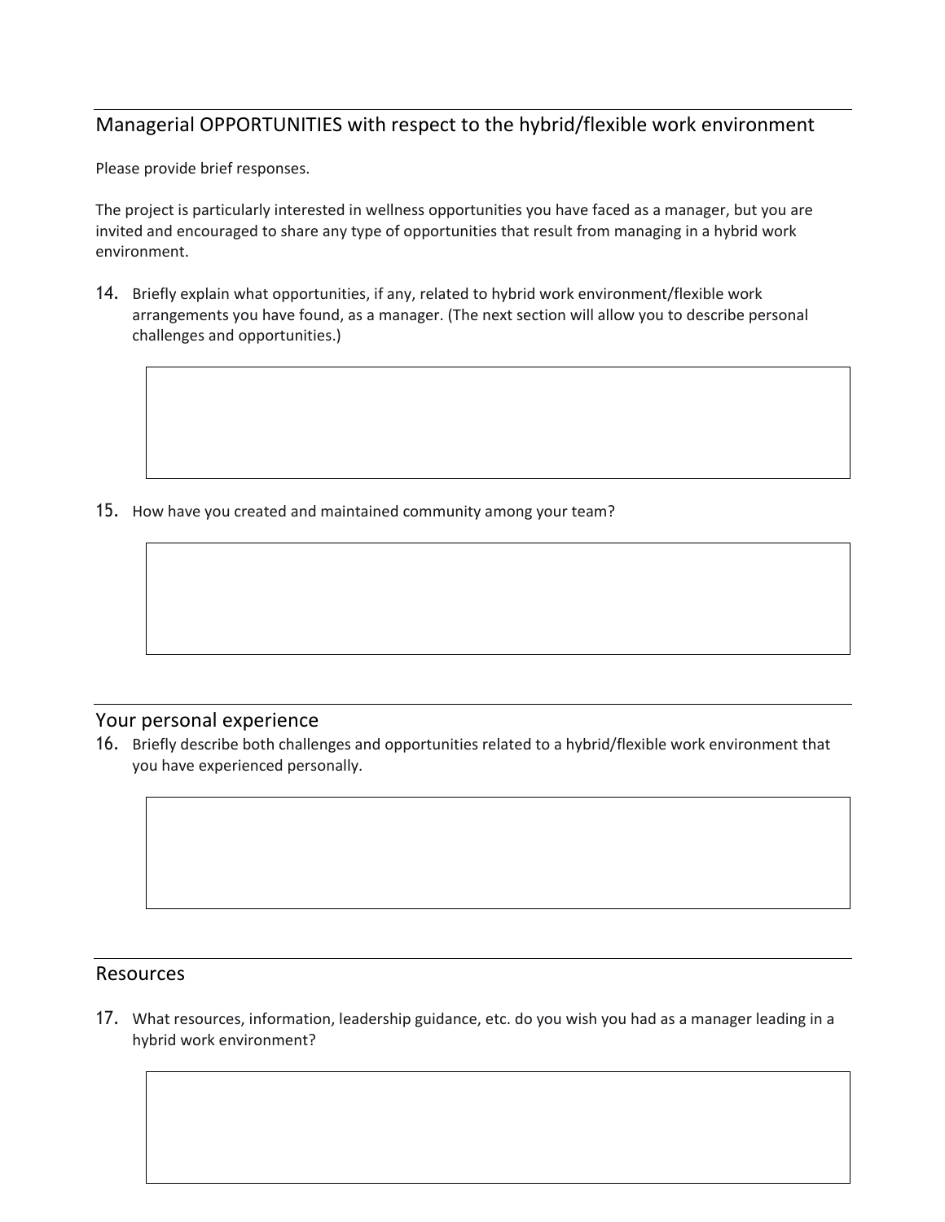## Managerial OPPORTUNITIES with respect to the hybrid/flexible work environment

Please provide brief responses.

The project is particularly interested in wellness opportunities you have faced as a manager, but you are invited and encouraged to share any type of opportunities that result from managing in a hybrid work environment.

14. Briefly explain what opportunities, if any, related to hybrid work environment/flexible work arrangements you have found, as a manager. (The next section will allow you to describe personal challenges and opportunities.)

15. How have you created and maintained community among your team?

## Your personal experience

16. Briefly describe both challenges and opportunities related to a hybrid/flexible work environment that you have experienced personally.

## Resources

17. What resources, information, leadership guidance, etc. do you wish you had as a manager leading in a hybrid work environment?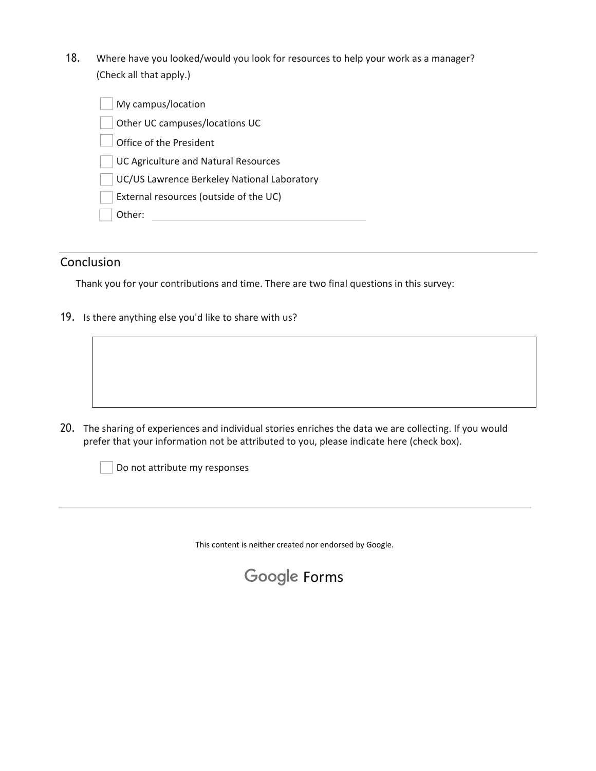18. Where have you looked/would you look for resources to help your work as a manager? (Check all that apply.)

- [ ] My campus/location
- [ ] Other UC campuses/locations UC
- [ ] Office of the President
- [ ] UC Agriculture and Natural Resources
- [ ] UC/US Lawrence Berkeley National Laboratory
- [ ] External resources (outside of the UC)
- [ ] Other: ____________________

## Conclusion

Thank you for your contributions and time. There are two final questions in this survey:

19. Is there anything else you'd like to share with us?

20. The sharing of experiences and individual stories enriches the data we are collecting. If you would prefer that your information not be attributed to you, please indicate here (check box).

- [ ] Do not attribute my responses

This content is neither created nor endorsed by Google.

Google Forms